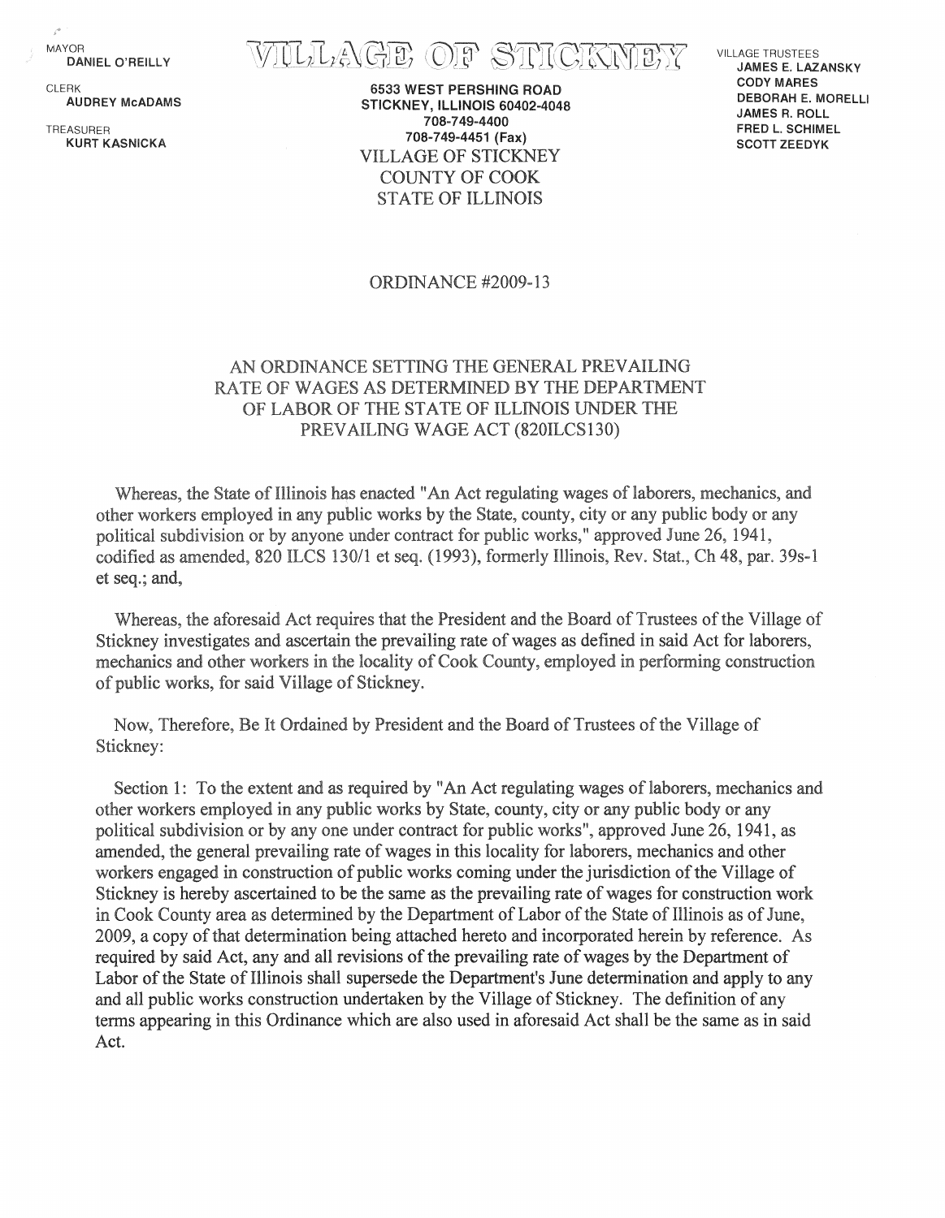MAYOR
**DANIEL O'REILLY**

CLERK
**AUDREY McADAMS**

TREASURER
**KURT KASNICKA**

# VILLAGE OF STICKNEY

**6533 WEST PERSHING ROAD**
**STICKNEY, ILLINOIS 60402-4048**
**708-749-4400**
**708-749-4451 (Fax)**

VILLAGE TRUSTEES
**JAMES E. LAZANSKY**
**CODY MARES**
**DEBORAH E. MORELLI**
**JAMES R. ROLL**
**FRED L. SCHIMEL**
**SCOTT ZEEDYK**

VILLAGE OF STICKNEY
COUNTY OF COOK
STATE OF ILLINOIS

ORDINANCE #2009-13

AN ORDINANCE SETTING THE GENERAL PREVAILING RATE OF WAGES AS DETERMINED BY THE DEPARTMENT OF LABOR OF THE STATE OF ILLINOIS UNDER THE PREVAILING WAGE ACT (820ILCS130)

Whereas, the State of Illinois has enacted "An Act regulating wages of laborers, mechanics, and other workers employed in any public works by the State, county, city or any public body or any political subdivision or by anyone under contract for public works," approved June 26, 1941, codified as amended, 820 ILCS 130/1 et seq. (1993), formerly Illinois, Rev. Stat., Ch 48, par. 39s-1 et seq.; and,

Whereas, the aforesaid Act requires that the President and the Board of Trustees of the Village of Stickney investigates and ascertain the prevailing rate of wages as defined in said Act for laborers, mechanics and other workers in the locality of Cook County, employed in performing construction of public works, for said Village of Stickney.

Now, Therefore, Be It Ordained by President and the Board of Trustees of the Village of Stickney:

Section 1: To the extent and as required by "An Act regulating wages of laborers, mechanics and other workers employed in any public works by State, county, city or any public body or any political subdivision or by any one under contract for public works", approved June 26, 1941, as amended, the general prevailing rate of wages in this locality for laborers, mechanics and other workers engaged in construction of public works coming under the jurisdiction of the Village of Stickney is hereby ascertained to be the same as the prevailing rate of wages for construction work in Cook County area as determined by the Department of Labor of the State of Illinois as of June, 2009, a copy of that determination being attached hereto and incorporated herein by reference. As required by said Act, any and all revisions of the prevailing rate of wages by the Department of Labor of the State of Illinois shall supersede the Department's June determination and apply to any and all public works construction undertaken by the Village of Stickney. The definition of any terms appearing in this Ordinance which are also used in aforesaid Act shall be the same as in said Act.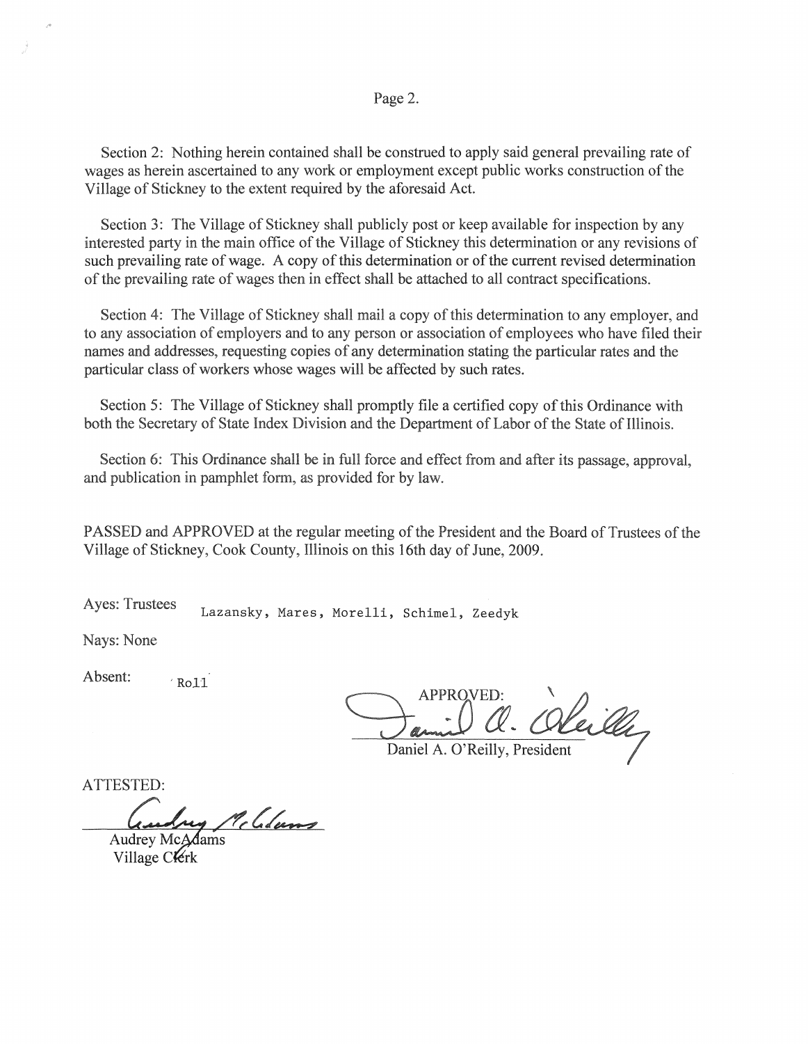Section 2: Nothing herein contained shall be construed to apply said general prevailing rate of wages as herein ascertained to any work or employment except public works construction of the Village of Stickney to the extent required by the aforesaid Act.

Section 3: The Village of Stickney shall publicly post or keep available for inspection by any interested party in the main office of the Village of Stickney this determination or any revisions of such prevailing rate of wage. A copy of this determination or of the current revised determination of the prevailing rate of wages then in effect shall be attached to all contract specifications.

Section 4: The Village of Stickney shall mail a copy of this determination to any employer, and to any association of employers and to any person or association of employees who have filed their names and addresses, requesting copies of any determination stating the particular rates and the particular class of workers whose wages will be affected by such rates.

Section 5: The Village of Stickney shall promptly file a certified copy of this Ordinance with both the Secretary of State Index Division and the Department of Labor of the State of Illinois.

Section 6: This Ordinance shall be in full force and effect from and after its passage, approval, and publication in pamphlet form, as provided for by law.

PASSED and APPROVED at the regular meeting of the President and the Board of Trustees of the Village of Stickney, Cook County, Illinois on this 16th day of June, 2009.

Ayes: Trustees Lazansky, Mares, Morelli, Schimel, Zeedyk

Nays: None

Absent: Roll

APPROVED:

Daniel A. O'Reilly, President

ATTESTED:

Audrey McAdams
Village Clerk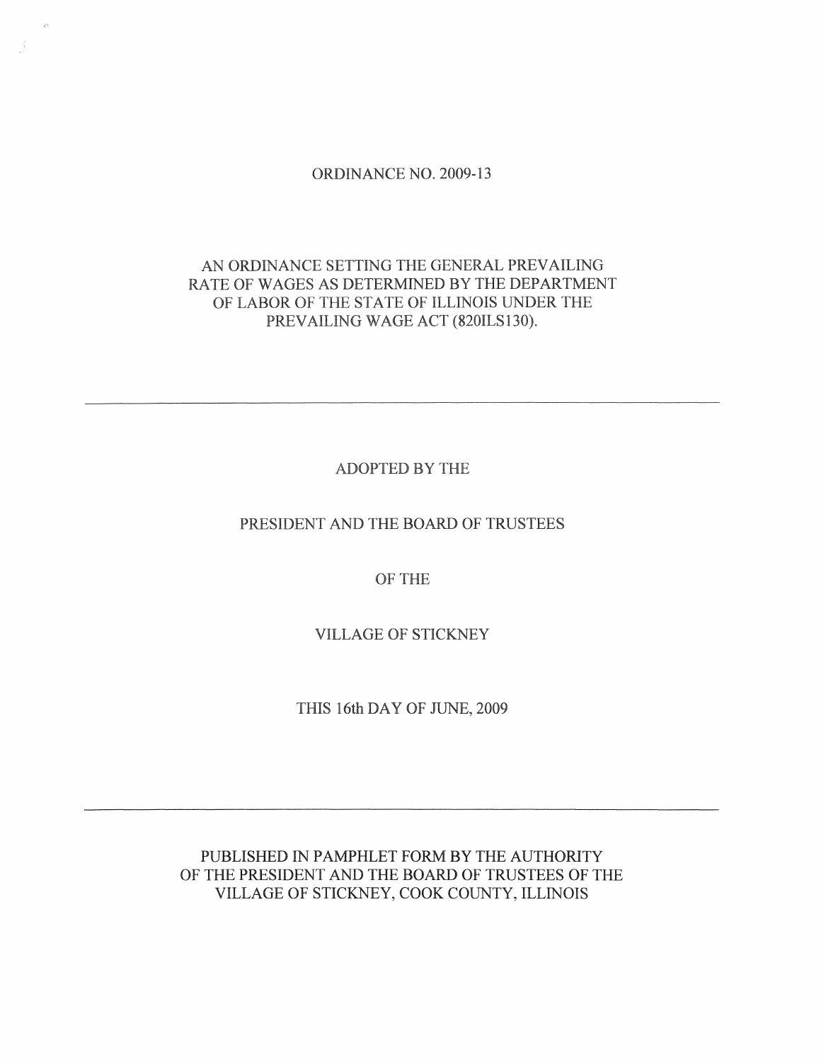ORDINANCE NO. 2009-13

AN ORDINANCE SETTING THE GENERAL PREVAILING RATE OF WAGES AS DETERMINED BY THE DEPARTMENT OF LABOR OF THE STATE OF ILLINOIS UNDER THE PREVAILING WAGE ACT (820ILS130).

---

ADOPTED BY THE

PRESIDENT AND THE BOARD OF TRUSTEES

OF THE

VILLAGE OF STICKNEY

THIS 16th DAY OF JUNE, 2009

---

PUBLISHED IN PAMPHLET FORM BY THE AUTHORITY OF THE PRESIDENT AND THE BOARD OF TRUSTEES OF THE VILLAGE OF STICKNEY, COOK COUNTY, ILLINOIS